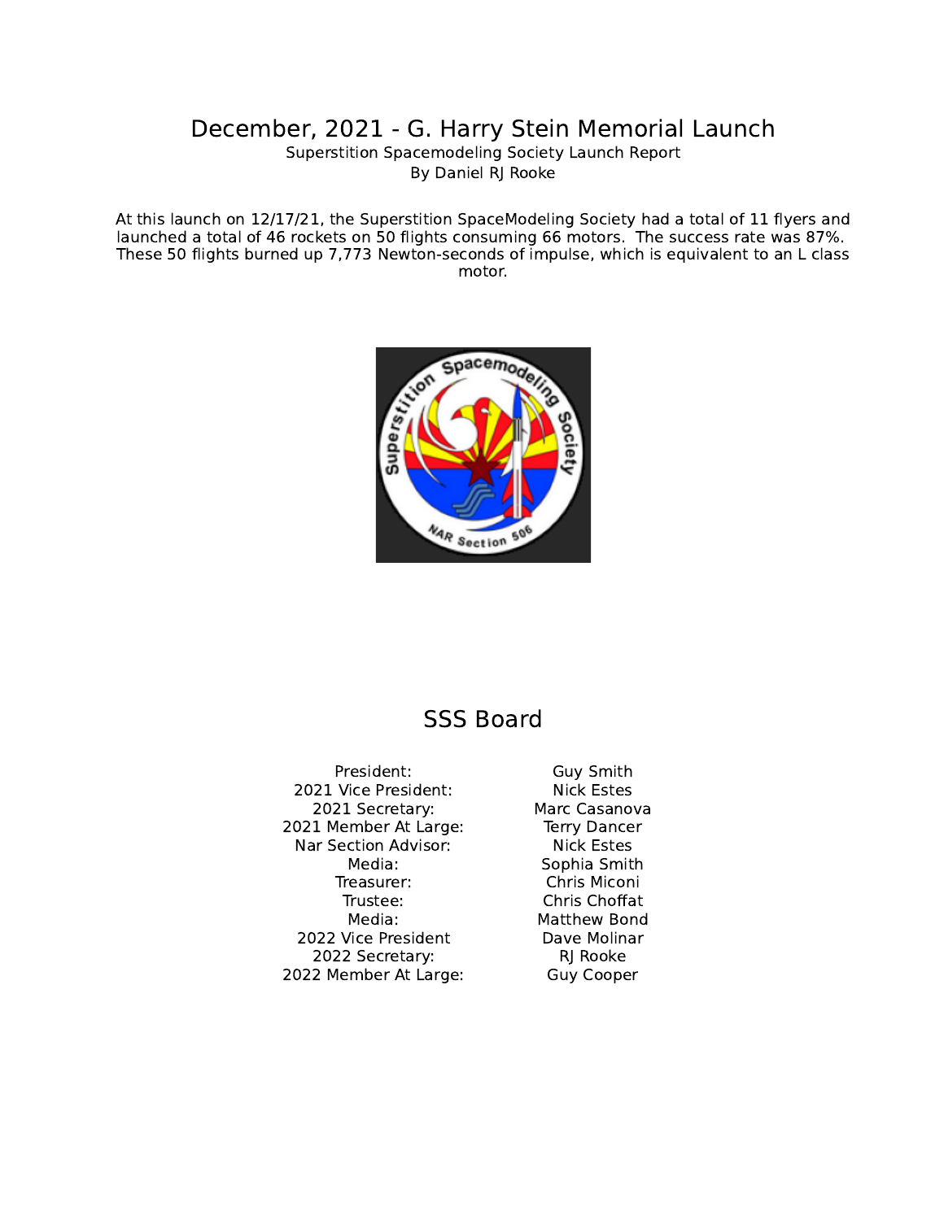# December, 2021 - G. Harry Stein Memorial Launch

Superstition Spacemodeling Society Launch Report
By Daniel RJ Rooke

At this launch on 12/17/21, the Superstition SpaceModeling Society had a total of 11 flyers and launched a total of 46 rockets on 50 flights consuming 66 motors. The success rate was 87%. These 50 flights burned up 7,773 Newton-seconds of impulse, which is equivalent to an L class motor.

## SSS Board

| | |
|---|---|
| President: | Guy Smith |
| 2021 Vice President: | Nick Estes |
| 2021 Secretary: | Marc Casanova |
| 2021 Member At Large: | Terry Dancer |
| Nar Section Advisor: | Nick Estes |
| Media: | Sophia Smith |
| Treasurer: | Chris Miconi |
| Trustee: | Chris Choffat |
| Media: | Matthew Bond |
| 2022 Vice President | Dave Molinar |
| 2022 Secretary: | RJ Rooke |
| 2022 Member At Large: | Guy Cooper |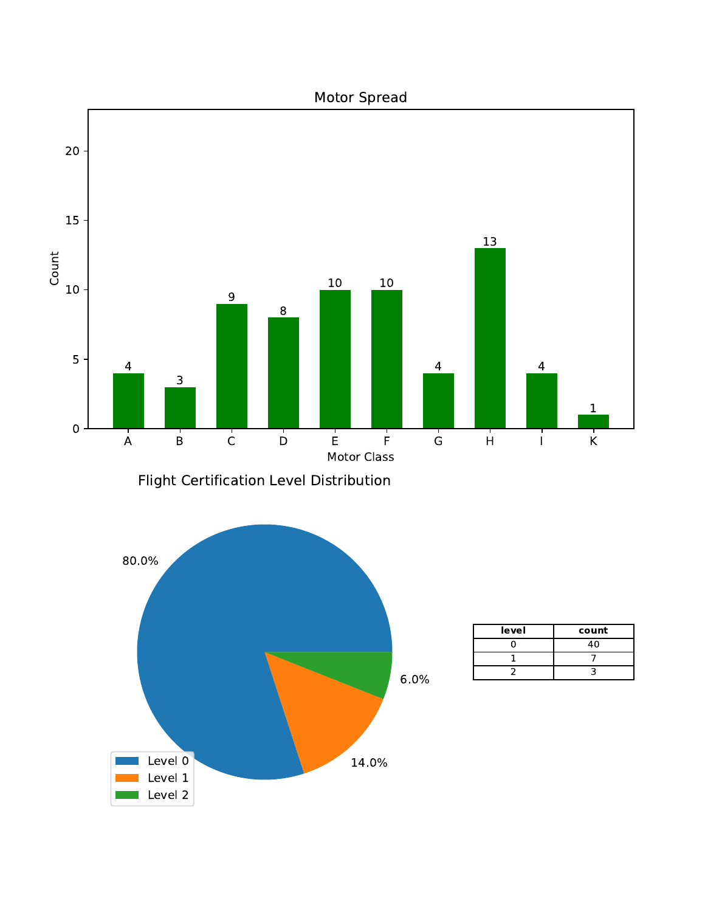Motor Spread

| Motor Class | Count |
|---|---|
| A | 4 |
| B | 3 |
| C | 9 |
| D | 8 |
| E | 10 |
| F | 10 |
| G | 4 |
| H | 13 |
| I | 4 |
| K | 1 |

Flight Certification Level Distribution

- Level 0: 80.0%
- Level 1: 14.0%
- Level 2: 6.0%

| level | count |
|---|---|
| 0 | 40 |
| 1 | 7 |
| 2 | 3 |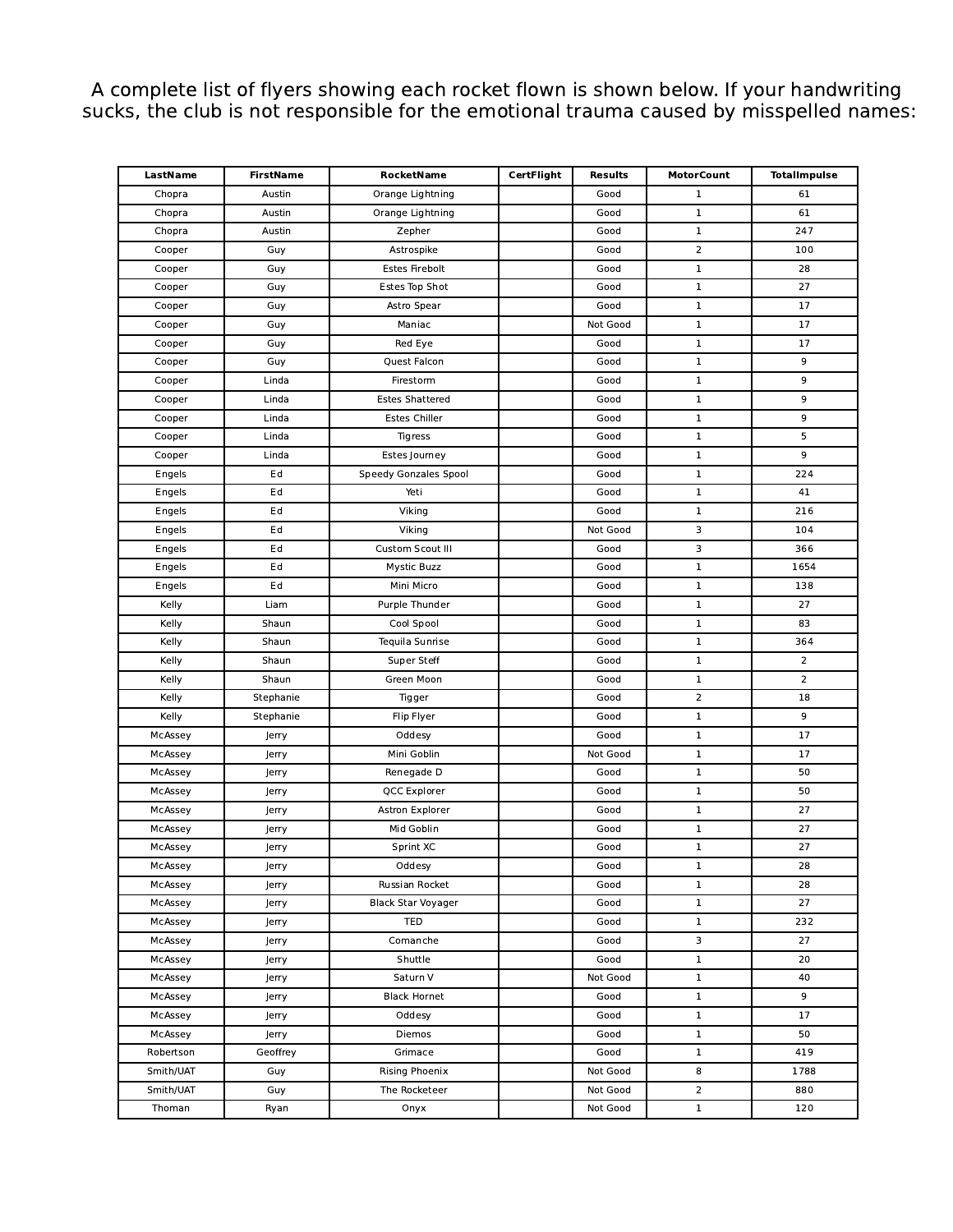A complete list of flyers showing each rocket flown is shown below. If your handwriting sucks, the club is not responsible for the emotional trauma caused by misspelled names:

| LastName | FirstName | RocketName | CertFlight | Results | MotorCount | TotalImpulse |
|---|---|---|---|---|---|---|
| Chopra | Austin | Orange Lightning | | Good | 1 | 61 |
| Chopra | Austin | Orange Lightning | | Good | 1 | 61 |
| Chopra | Austin | Zepher | | Good | 1 | 247 |
| Cooper | Guy | Astrospike | | Good | 2 | 100 |
| Cooper | Guy | Estes Firebolt | | Good | 1 | 28 |
| Cooper | Guy | Estes Top Shot | | Good | 1 | 27 |
| Cooper | Guy | Astro Spear | | Good | 1 | 17 |
| Cooper | Guy | Maniac | | Not Good | 1 | 17 |
| Cooper | Guy | Red Eye | | Good | 1 | 17 |
| Cooper | Guy | Quest Falcon | | Good | 1 | 9 |
| Cooper | Linda | Firestorm | | Good | 1 | 9 |
| Cooper | Linda | Estes Shattered | | Good | 1 | 9 |
| Cooper | Linda | Estes Chiller | | Good | 1 | 9 |
| Cooper | Linda | Tigress | | Good | 1 | 5 |
| Cooper | Linda | Estes Journey | | Good | 1 | 9 |
| Engels | Ed | Speedy Gonzales Spool | | Good | 1 | 224 |
| Engels | Ed | Yeti | | Good | 1 | 41 |
| Engels | Ed | Viking | | Good | 1 | 216 |
| Engels | Ed | Viking | | Not Good | 3 | 104 |
| Engels | Ed | Custom Scout III | | Good | 3 | 366 |
| Engels | Ed | Mystic Buzz | | Good | 1 | 1654 |
| Engels | Ed | Mini Micro | | Good | 1 | 138 |
| Kelly | Liam | Purple Thunder | | Good | 1 | 27 |
| Kelly | Shaun | Cool Spool | | Good | 1 | 83 |
| Kelly | Shaun | Tequila Sunrise | | Good | 1 | 364 |
| Kelly | Shaun | Super Steff | | Good | 1 | 2 |
| Kelly | Shaun | Green Moon | | Good | 1 | 2 |
| Kelly | Stephanie | Tigger | | Good | 2 | 18 |
| Kelly | Stephanie | Flip Flyer | | Good | 1 | 9 |
| McAssey | Jerry | Oddesy | | Good | 1 | 17 |
| McAssey | Jerry | Mini Goblin | | Not Good | 1 | 17 |
| McAssey | Jerry | Renegade D | | Good | 1 | 50 |
| McAssey | Jerry | QCC Explorer | | Good | 1 | 50 |
| McAssey | Jerry | Astron Explorer | | Good | 1 | 27 |
| McAssey | Jerry | Mid Goblin | | Good | 1 | 27 |
| McAssey | Jerry | Sprint XC | | Good | 1 | 27 |
| McAssey | Jerry | Oddesy | | Good | 1 | 28 |
| McAssey | Jerry | Russian Rocket | | Good | 1 | 28 |
| McAssey | Jerry | Black Star Voyager | | Good | 1 | 27 |
| McAssey | Jerry | TED | | Good | 1 | 232 |
| McAssey | Jerry | Comanche | | Good | 3 | 27 |
| McAssey | Jerry | Shuttle | | Good | 1 | 20 |
| McAssey | Jerry | Saturn V | | Not Good | 1 | 40 |
| McAssey | Jerry | Black Hornet | | Good | 1 | 9 |
| McAssey | Jerry | Oddesy | | Good | 1 | 17 |
| McAssey | Jerry | Diemos | | Good | 1 | 50 |
| Robertson | Geoffrey | Grimace | | Good | 1 | 419 |
| Smith/UAT | Guy | Rising Phoenix | | Not Good | 8 | 1788 |
| Smith/UAT | Guy | The Rocketeer | | Not Good | 2 | 880 |
| Thoman | Ryan | Onyx | | Not Good | 1 | 120 |